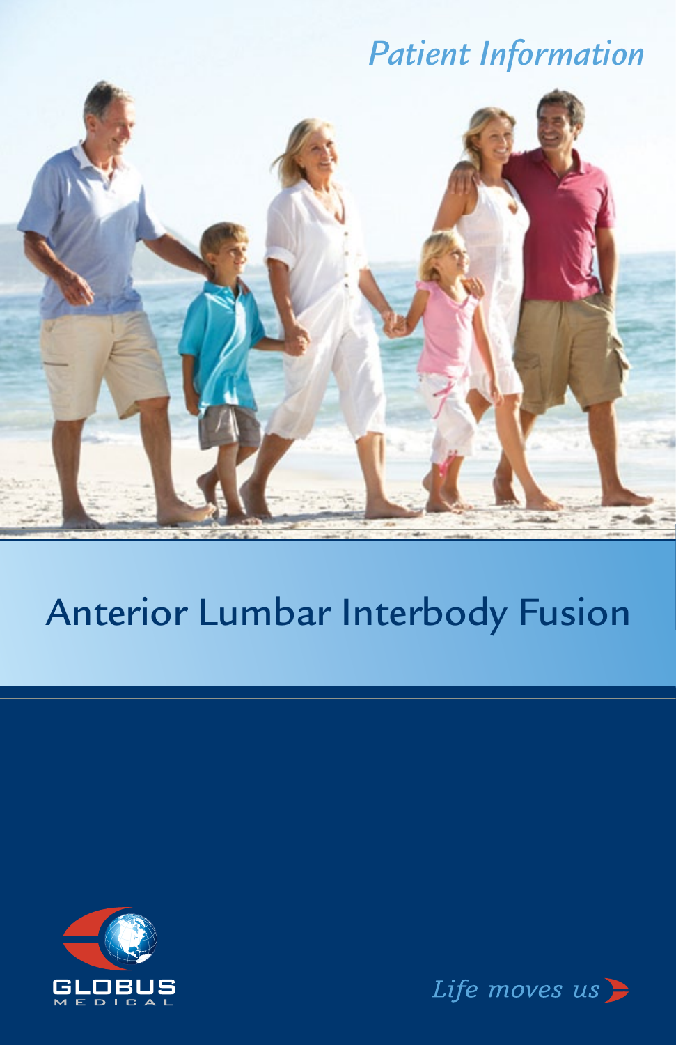*Patient Information*

# Anterior Lumbar Interbody Fusion

GLOBUS MEDICAL

*Life moves us*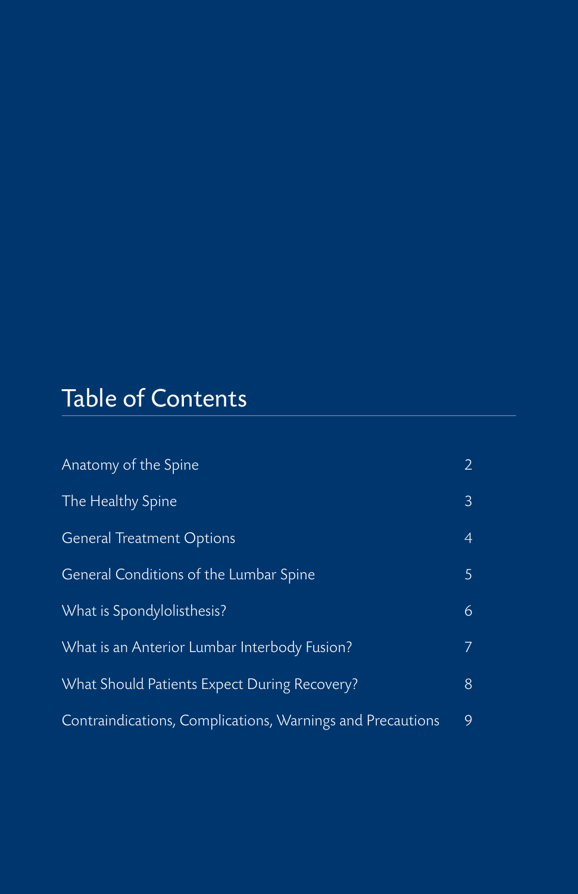# Table of Contents

| | |
|---|---|
| Anatomy of the Spine | 2 |
| The Healthy Spine | 3 |
| General Treatment Options | 4 |
| General Conditions of the Lumbar Spine | 5 |
| What is Spondylolisthesis? | 6 |
| What is an Anterior Lumbar Interbody Fusion? | 7 |
| What Should Patients Expect During Recovery? | 8 |
| Contraindications, Complications, Warnings and Precautions | 9 |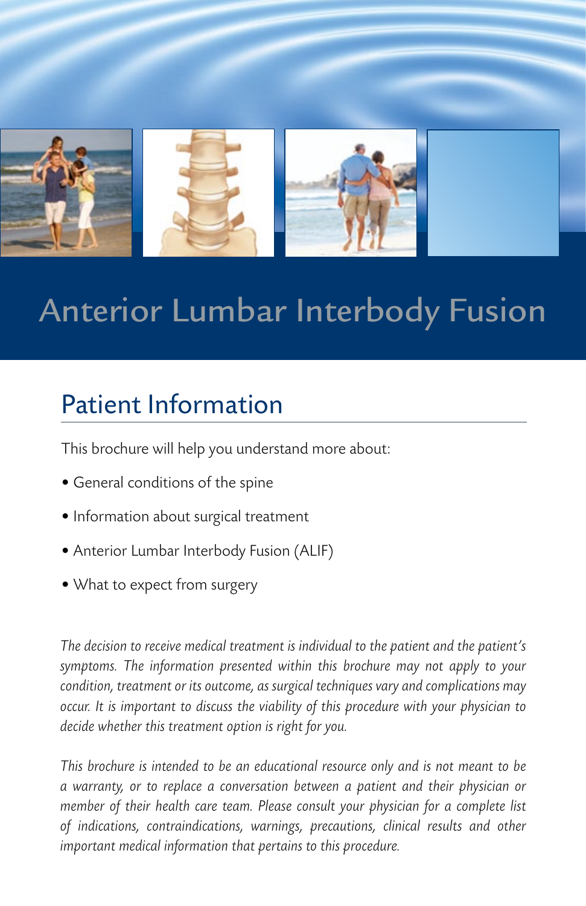# Anterior Lumbar Interbody Fusion

## Patient Information

This brochure will help you understand more about:

- General conditions of the spine
- Information about surgical treatment
- Anterior Lumbar Interbody Fusion (ALIF)
- What to expect from surgery

*The decision to receive medical treatment is individual to the patient and the patient's symptoms. The information presented within this brochure may not apply to your condition, treatment or its outcome, as surgical techniques vary and complications may occur. It is important to discuss the viability of this procedure with your physician to decide whether this treatment option is right for you.*

*This brochure is intended to be an educational resource only and is not meant to be a warranty, or to replace a conversation between a patient and their physician or member of their health care team. Please consult your physician for a complete list of indications, contraindications, warnings, precautions, clinical results and other important medical information that pertains to this procedure.*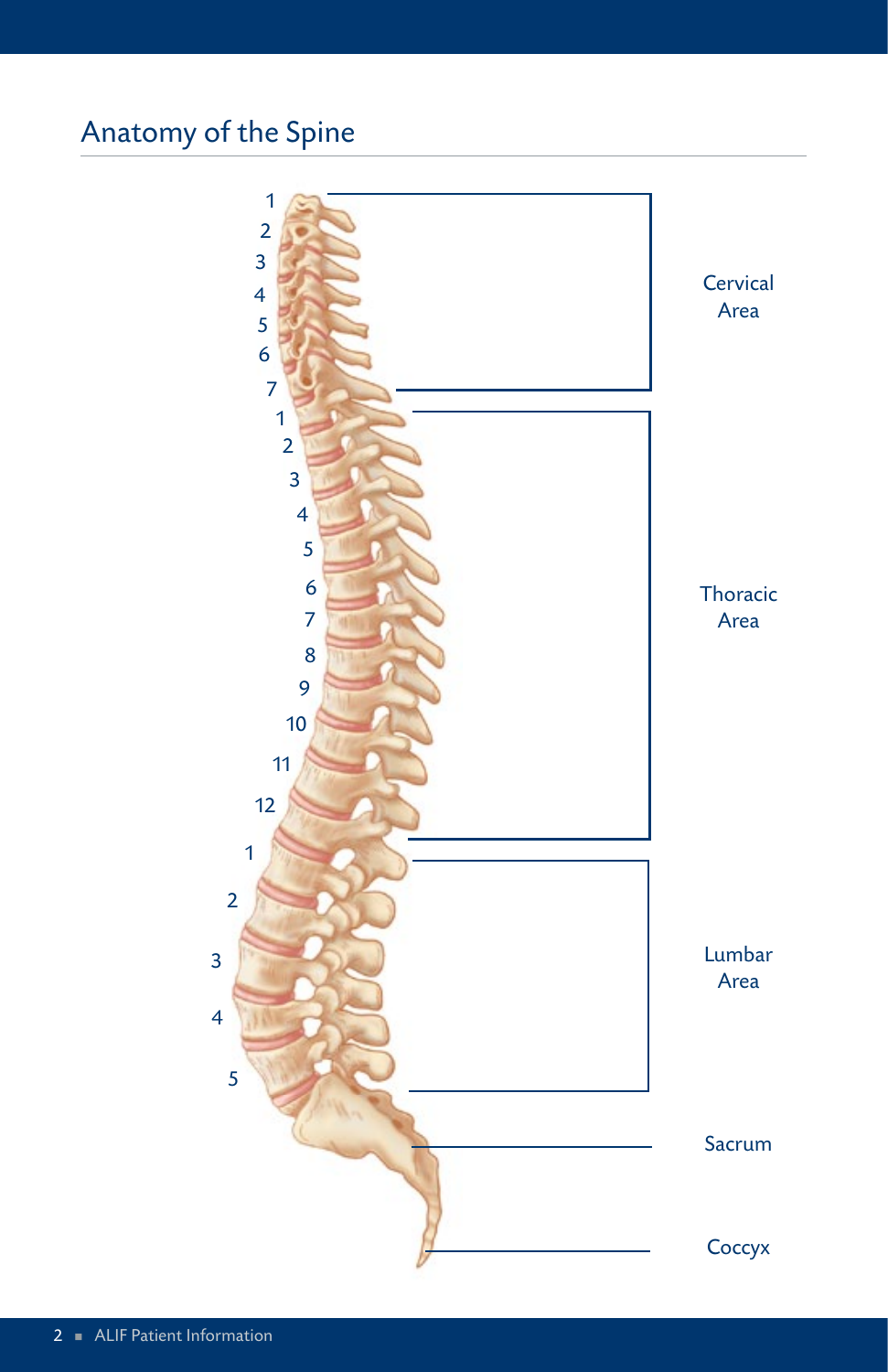## Anatomy of the Spine

1
2
3
4
5
6
7

Cervical Area

1
2
3
4
5
6
7
8
9
10
11
12

Thoracic Area

1
2
3
4
5

Lumbar Area

Sacrum

Coccyx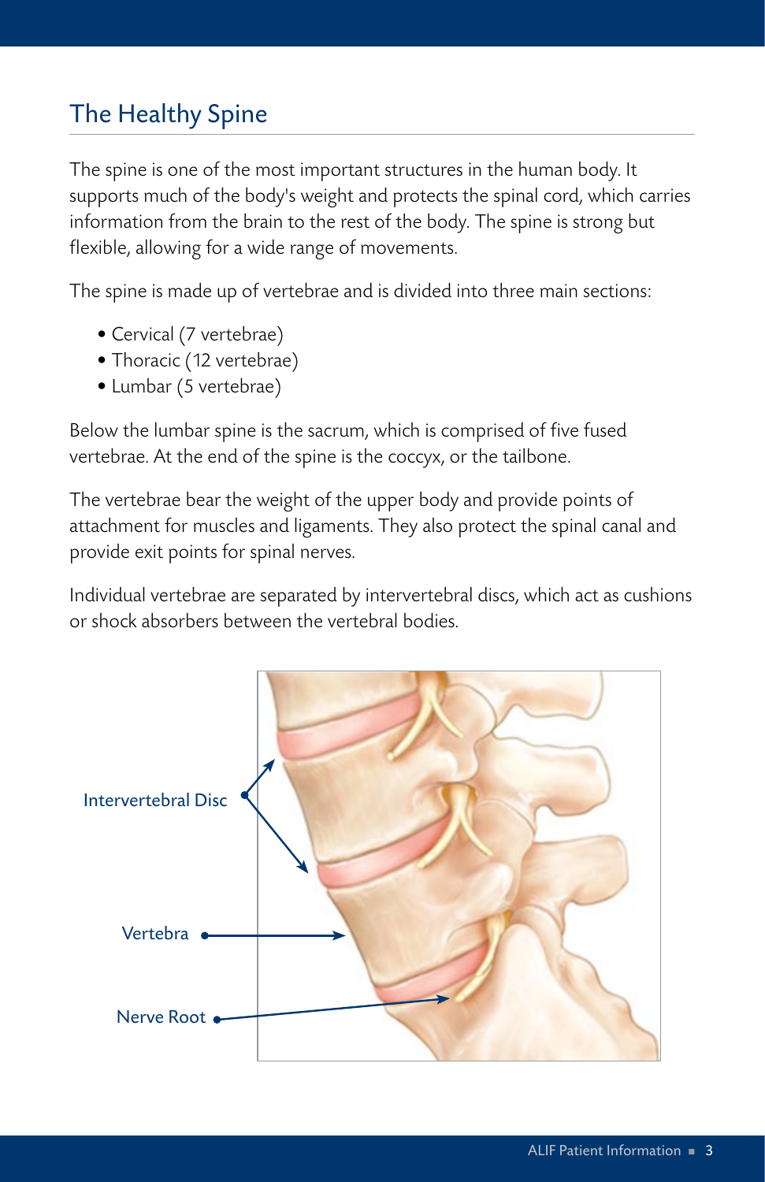## The Healthy Spine

The spine is one of the most important structures in the human body. It supports much of the body's weight and protects the spinal cord, which carries information from the brain to the rest of the body. The spine is strong but flexible, allowing for a wide range of movements.

The spine is made up of vertebrae and is divided into three main sections:

- Cervical (7 vertebrae)
- Thoracic (12 vertebrae)
- Lumbar (5 vertebrae)

Below the lumbar spine is the sacrum, which is comprised of five fused vertebrae. At the end of the spine is the coccyx, or the tailbone.

The vertebrae bear the weight of the upper body and provide points of attachment for muscles and ligaments. They also protect the spinal canal and provide exit points for spinal nerves.

Individual vertebrae are separated by intervertebral discs, which act as cushions or shock absorbers between the vertebral bodies.

Intervertebral Disc

Vertebra

Nerve Root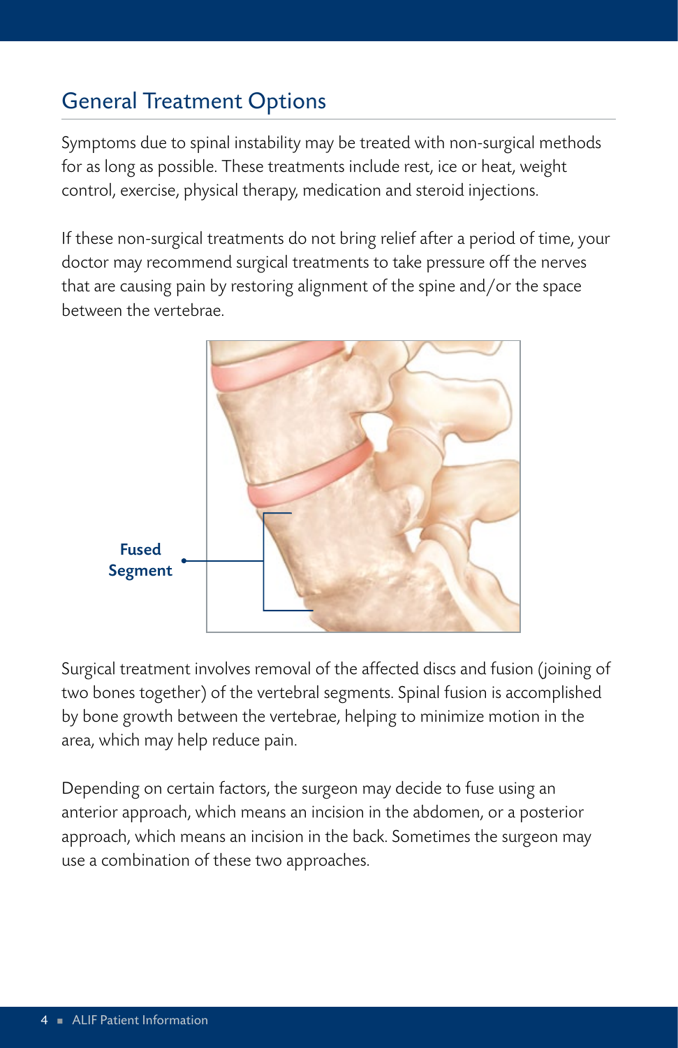## General Treatment Options

Symptoms due to spinal instability may be treated with non-surgical methods for as long as possible. These treatments include rest, ice or heat, weight control, exercise, physical therapy, medication and steroid injections.

If these non-surgical treatments do not bring relief after a period of time, your doctor may recommend surgical treatments to take pressure off the nerves that are causing pain by restoring alignment of the spine and/or the space between the vertebrae.

**Fused Segment**

Surgical treatment involves removal of the affected discs and fusion (joining of two bones together) of the vertebral segments. Spinal fusion is accomplished by bone growth between the vertebrae, helping to minimize motion in the area, which may help reduce pain.

Depending on certain factors, the surgeon may decide to fuse using an anterior approach, which means an incision in the abdomen, or a posterior approach, which means an incision in the back. Sometimes the surgeon may use a combination of these two approaches.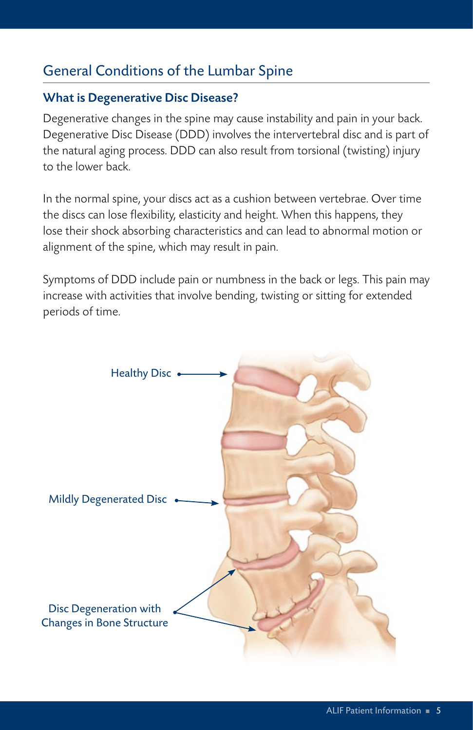## General Conditions of the Lumbar Spine

### What is Degenerative Disc Disease?

Degenerative changes in the spine may cause instability and pain in your back. Degenerative Disc Disease (DDD) involves the intervertebral disc and is part of the natural aging process. DDD can also result from torsional (twisting) injury to the lower back.

In the normal spine, your discs act as a cushion between vertebrae. Over time the discs can lose flexibility, elasticity and height. When this happens, they lose their shock absorbing characteristics and can lead to abnormal motion or alignment of the spine, which may result in pain.

Symptoms of DDD include pain or numbness in the back or legs. This pain may increase with activities that involve bending, twisting or sitting for extended periods of time.

Healthy Disc

Mildly Degenerated Disc

Disc Degeneration with Changes in Bone Structure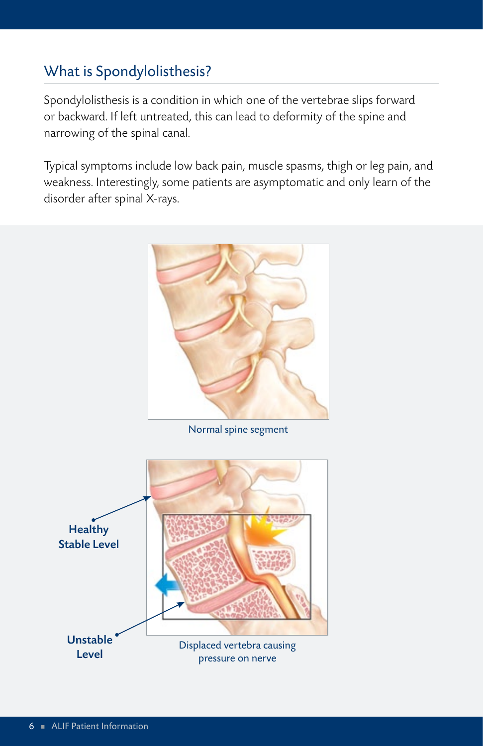## What is Spondylolisthesis?

Spondylolisthesis is a condition in which one of the vertebrae slips forward or backward. If left untreated, this can lead to deformity of the spine and narrowing of the spinal canal.

Typical symptoms include low back pain, muscle spasms, thigh or leg pain, and weakness. Interestingly, some patients are asymptomatic and only learn of the disorder after spinal X-rays.

Normal spine segment

**Healthy Stable Level**

**Unstable Level**

Displaced vertebra causing pressure on nerve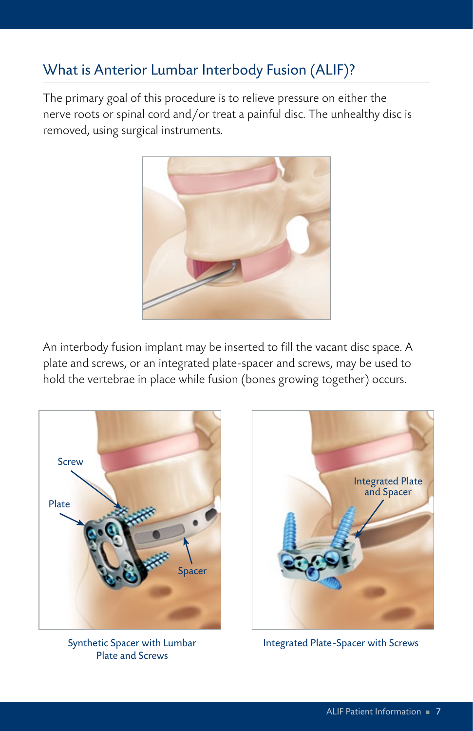## What is Anterior Lumbar Interbody Fusion (ALIF)?

The primary goal of this procedure is to relieve pressure on either the nerve roots or spinal cord and/or treat a painful disc. The unhealthy disc is removed, using surgical instruments.

An interbody fusion implant may be inserted to fill the vacant disc space. A plate and screws, or an integrated plate-spacer and screws, may be used to hold the vertebrae in place while fusion (bones growing together) occurs.

Synthetic Spacer with Lumbar Plate and Screws

Integrated Plate-Spacer with Screws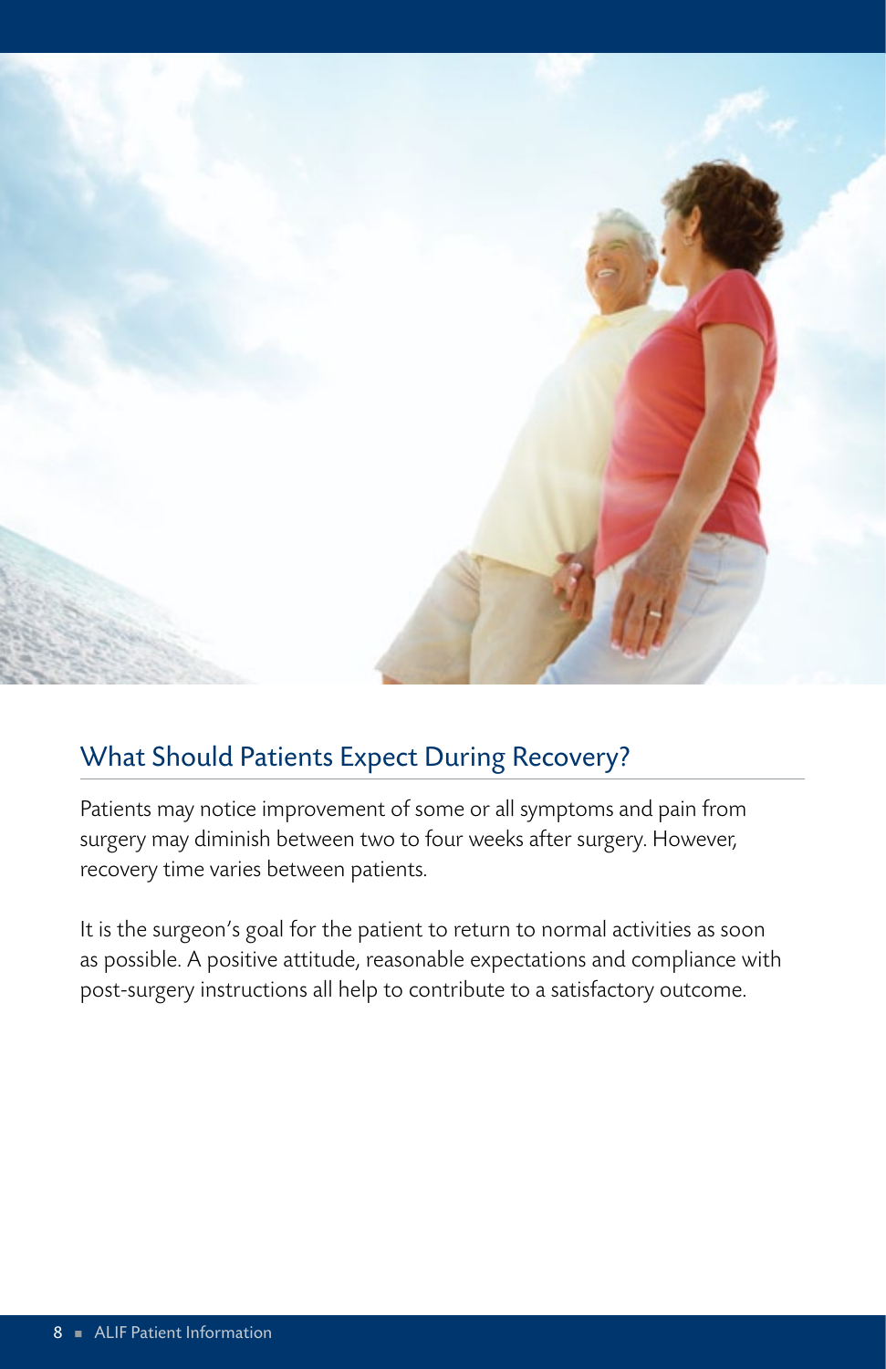## What Should Patients Expect During Recovery?

Patients may notice improvement of some or all symptoms and pain from surgery may diminish between two to four weeks after surgery. However, recovery time varies between patients.

It is the surgeon's goal for the patient to return to normal activities as soon as possible. A positive attitude, reasonable expectations and compliance with post-surgery instructions all help to contribute to a satisfactory outcome.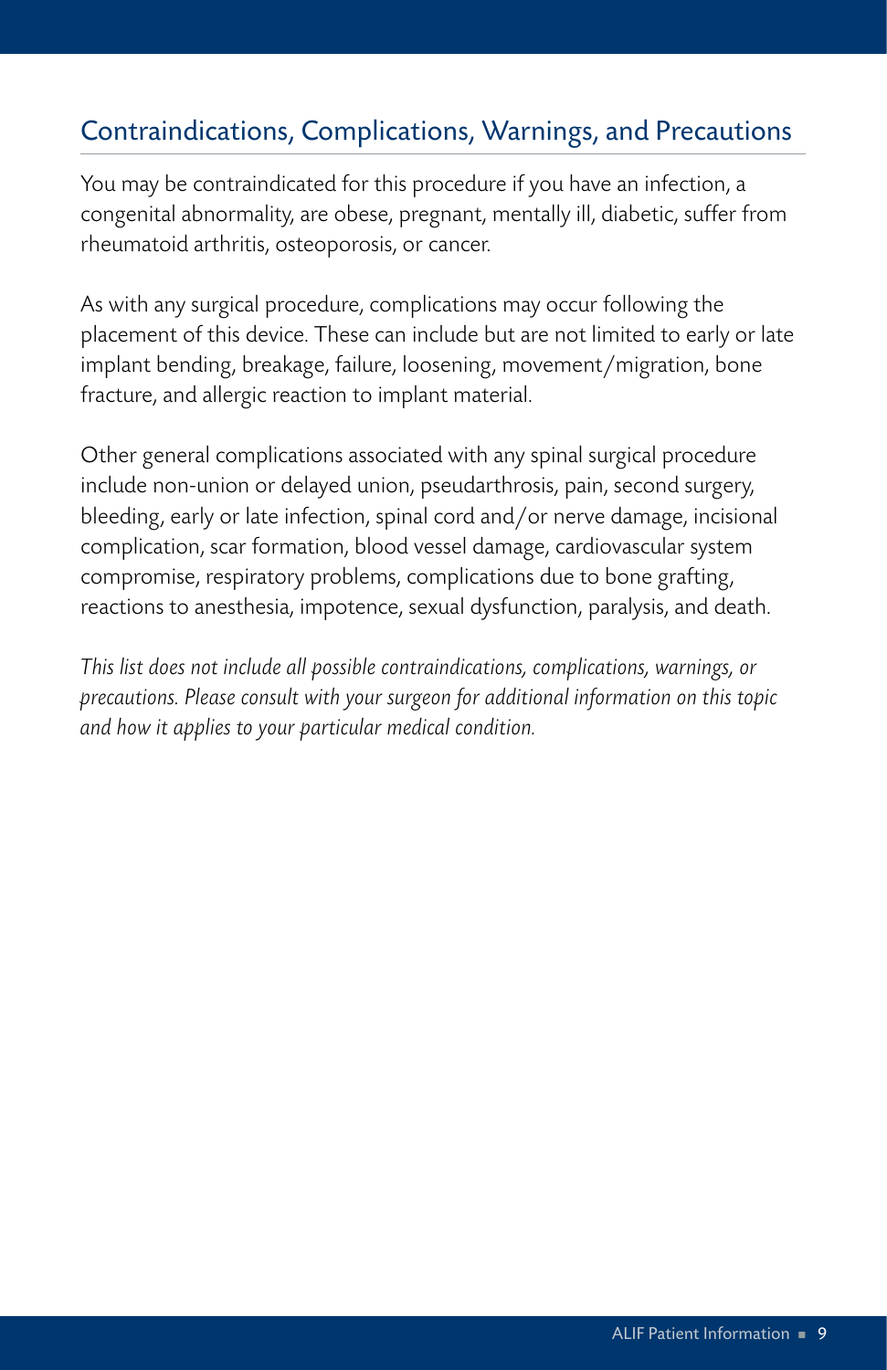## Contraindications, Complications, Warnings, and Precautions

You may be contraindicated for this procedure if you have an infection, a congenital abnormality, are obese, pregnant, mentally ill, diabetic, suffer from rheumatoid arthritis, osteoporosis, or cancer.

As with any surgical procedure, complications may occur following the placement of this device. These can include but are not limited to early or late implant bending, breakage, failure, loosening, movement/migration, bone fracture, and allergic reaction to implant material.

Other general complications associated with any spinal surgical procedure include non-union or delayed union, pseudarthrosis, pain, second surgery, bleeding, early or late infection, spinal cord and/or nerve damage, incisional complication, scar formation, blood vessel damage, cardiovascular system compromise, respiratory problems, complications due to bone grafting, reactions to anesthesia, impotence, sexual dysfunction, paralysis, and death.

*This list does not include all possible contraindications, complications, warnings, or precautions. Please consult with your surgeon for additional information on this topic and how it applies to your particular medical condition.*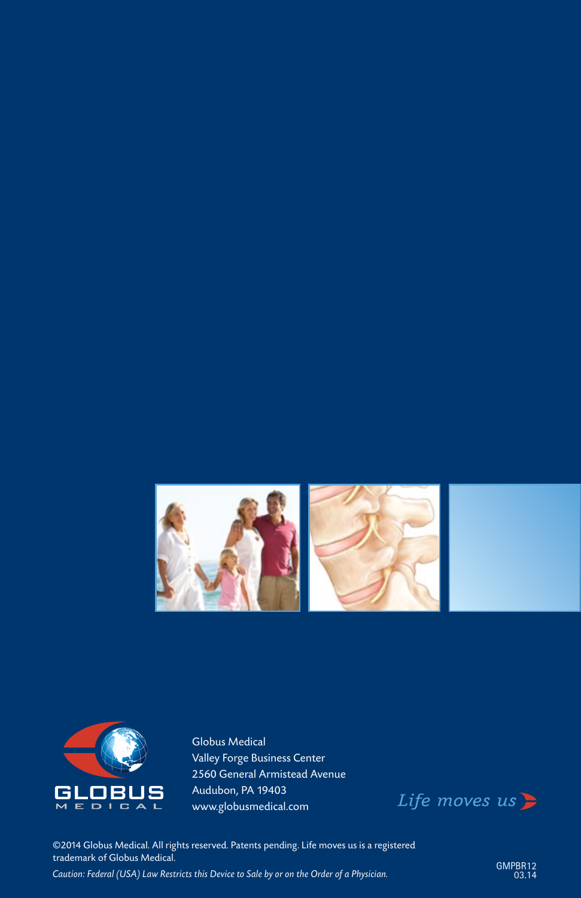Globus Medical
Valley Forge Business Center
2560 General Armistead Avenue
Audubon, PA 19403
www.globusmedical.com

*Life moves us*

©2014 Globus Medical. All rights reserved. Patents pending. Life moves us is a registered trademark of Globus Medical.

*Caution: Federal (USA) Law Restricts this Device to Sale by or on the Order of a Physician.*

GMPBR12
03.14